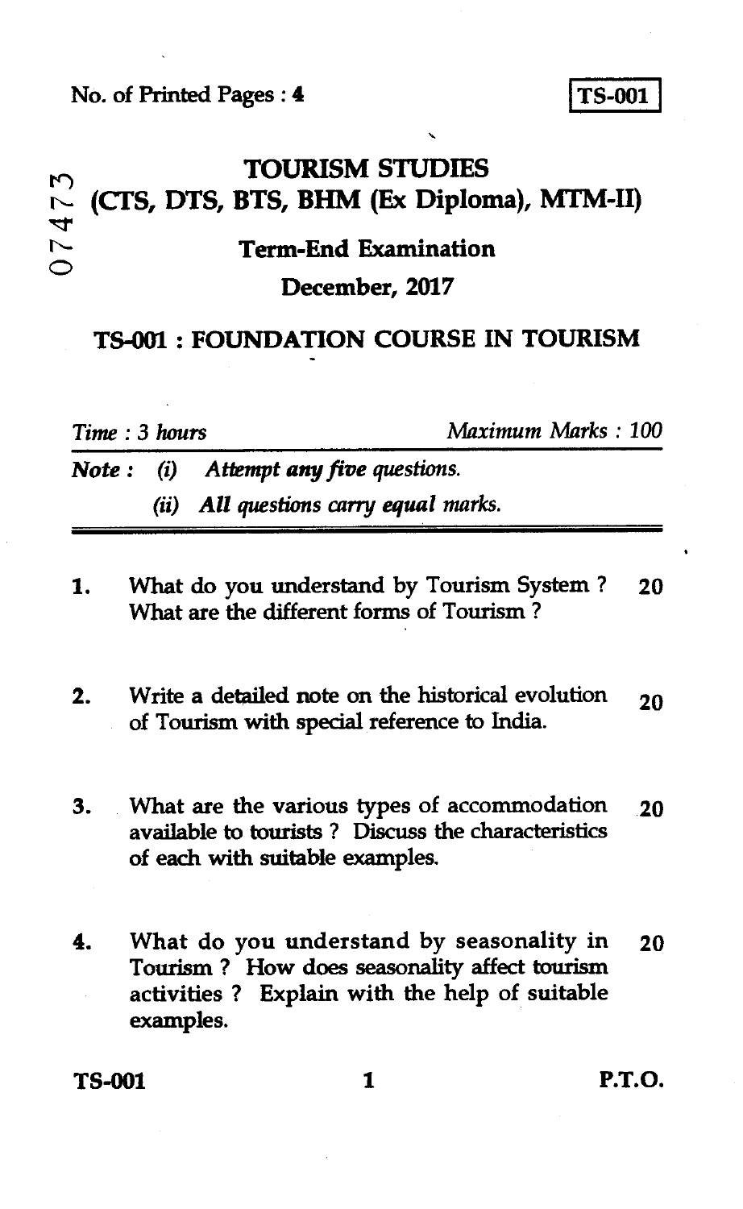No. of Printed Pages : 4

**TS-001**

07473

# TOURISM STUDIES
## (CTS, DTS, BTS, BHM (Ex Diploma), MTM-II)

### Term-End Examination

### December, 2017

## TS-001 : FOUNDATION COURSE IN TOURISM

*Time : 3 hours* *Maximum Marks : 100*

**Note :** (i) ***Attempt any five questions.***

(ii) ***All questions carry equal marks.***

1. What do you understand by Tourism System ? What are the different forms of Tourism ? 20

2. Write a detailed note on the historical evolution of Tourism with special reference to India. 20

3. What are the various types of accommodation available to tourists ? Discuss the characteristics of each with suitable examples. 20

4. What do you understand by seasonality in Tourism ? How does seasonality affect tourism activities ? Explain with the help of suitable examples. 20

P.T.O.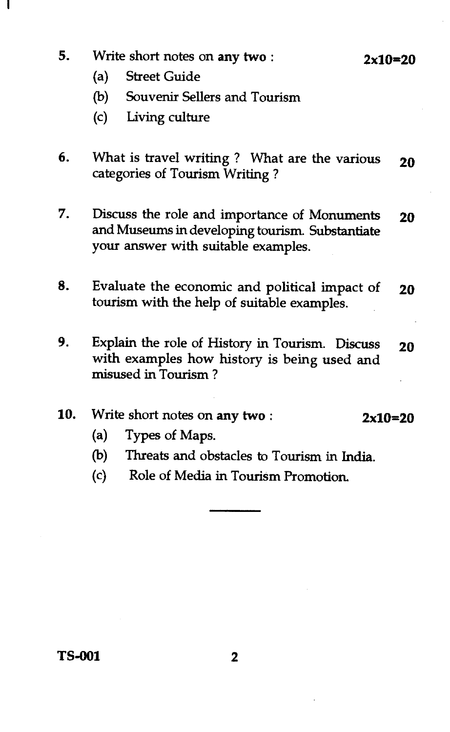5. Write short notes on **any two** : **2x10=20**
   - (a) Street Guide
   - (b) Souvenir Sellers and Tourism
   - (c) Living culture

6. What is travel writing ? What are the various categories of Tourism Writing ? **20**

7. Discuss the role and importance of Monuments and Museums in developing tourism. Substantiate your answer with suitable examples. **20**

8. Evaluate the economic and political impact of tourism with the help of suitable examples. **20**

9. Explain the role of History in Tourism. Discuss with examples how history is being used and misused in Tourism ? **20**

10. Write short notes on **any two** : **2x10=20**
    - (a) Types of Maps.
    - (b) Threats and obstacles to Tourism in India.
    - (c) Role of Media in Tourism Promotion.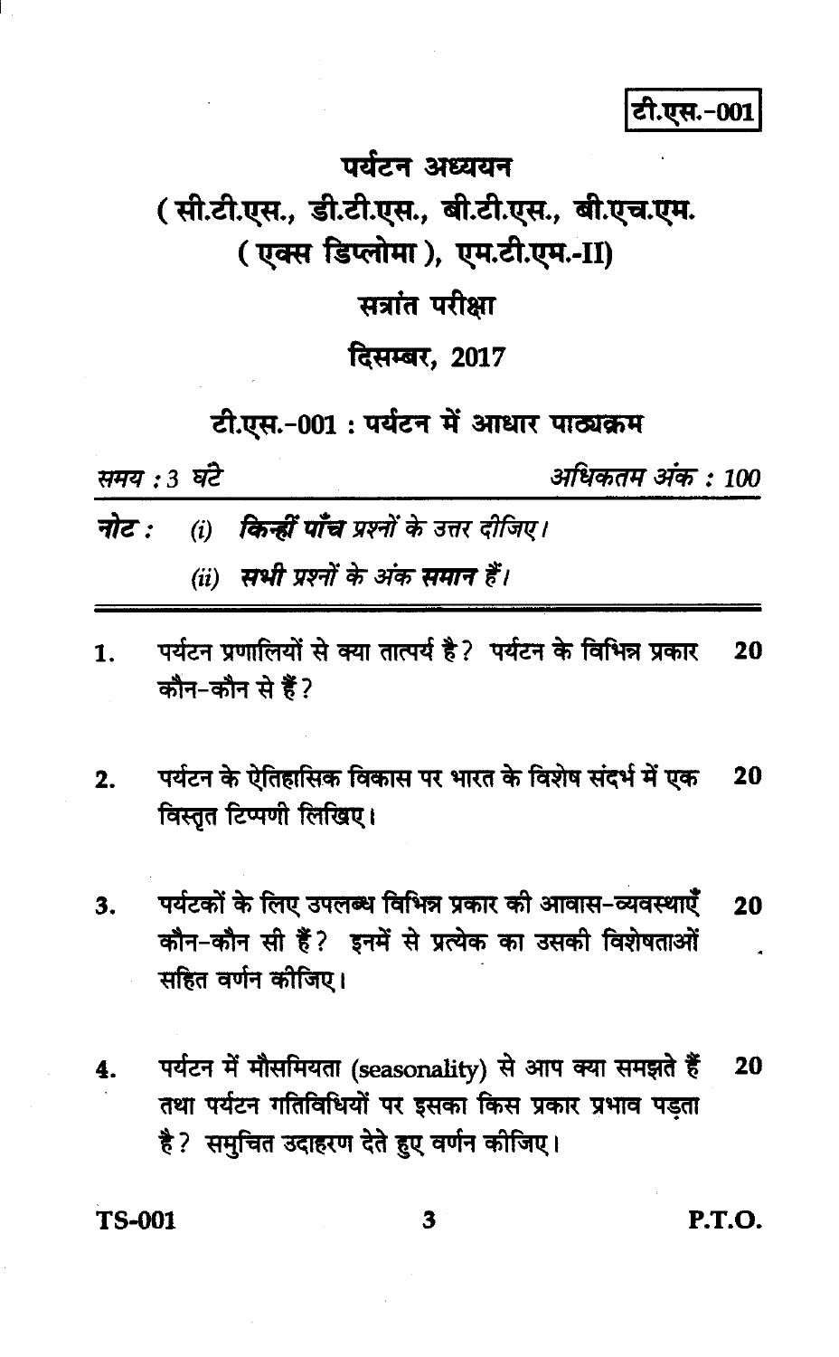**टी.एस.-001**

# पर्यटन अध्ययन

## (सी.टी.एस., डी.टी.एस., बी.टी.एस., बी.एच.एम. (एक्स डिप्लोमा), एम.टी.एम.-II)

## सत्रांत परीक्षा

## दिसम्बर, 2017

## टी.एस.-001 : पर्यटन में आधार पाठ्यक्रम

*समय : 3 घंटे* *अधिकतम अंक : 100*

**नोट :** (i) ***किन्हीं पाँच*** *प्रश्नों के उत्तर दीजिए।*

(ii) ***सभी*** *प्रश्नों के अंक* ***समान*** *हैं।*

---

1. पर्यटन प्रणालियों से क्या तात्पर्य है? पर्यटन के विभिन्न प्रकार कौन-कौन से हैं? **20**

2. पर्यटन के ऐतिहासिक विकास पर भारत के विशेष संदर्भ में एक विस्तृत टिप्पणी लिखिए। **20**

3. पर्यटकों के लिए उपलब्ध विभिन्न प्रकार की आवास-व्यवस्थाएँ कौन-कौन सी हैं? इनमें से प्रत्येक का उसकी विशेषताओं सहित वर्णन कीजिए। **20**

4. पर्यटन में मौसमियता (seasonality) से आप क्या समझते हैं तथा पर्यटन गतिविधियों पर इसका किस प्रकार प्रभाव पड़ता है? समुचित उदाहरण देते हुए वर्णन कीजिए। **20**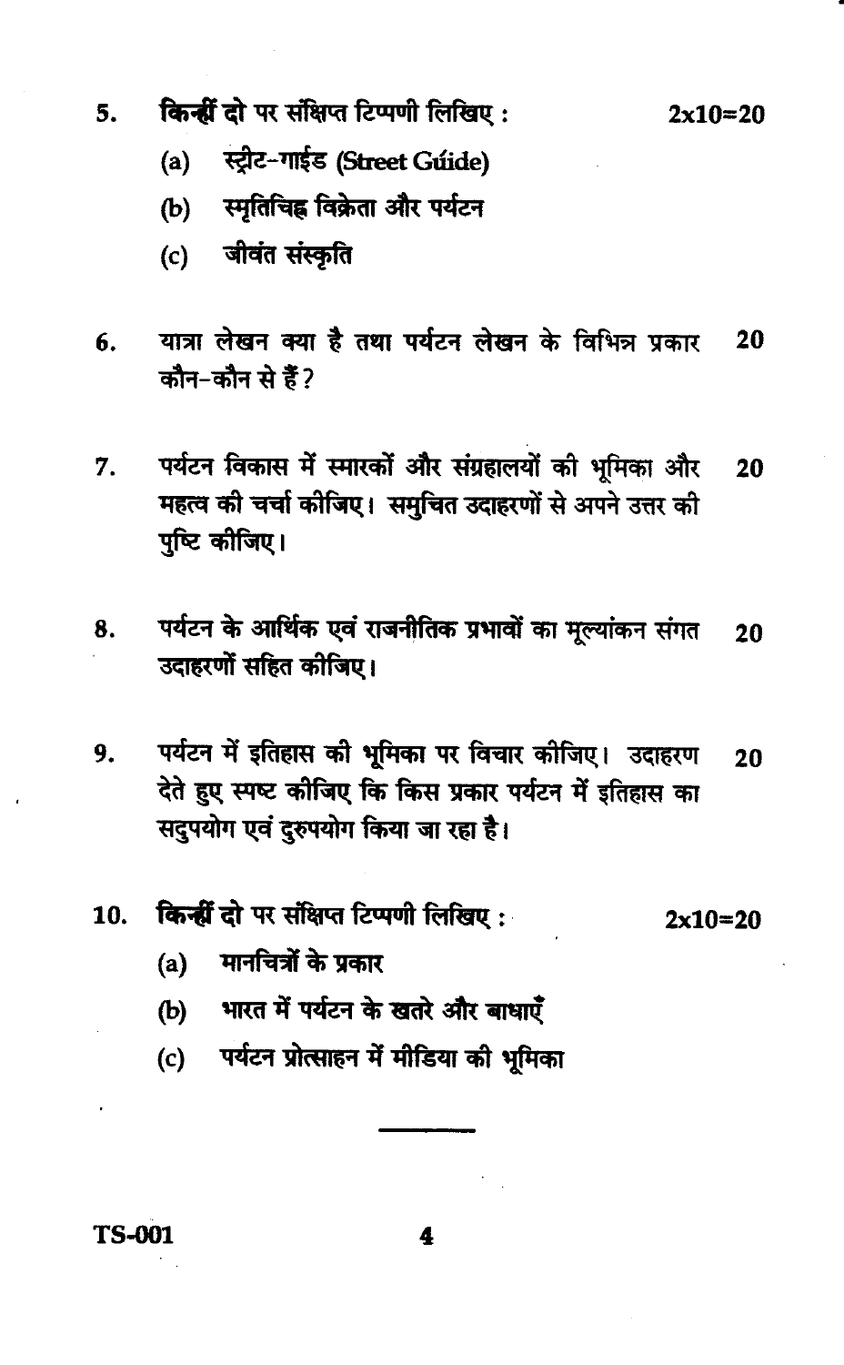5. किन्हीं दो पर संक्षिप्त टिप्पणी लिखिए : 2x10=20

   (a) स्ट्रीट-गाईड (Street Gúide)

   (b) स्मृतिचिह्न विक्रेता और पर्यटन

   (c) जीवंत संस्कृति

6. यात्रा लेखन क्या है तथा पर्यटन लेखन के विभिन्न प्रकार कौन-कौन से हैं? 20

7. पर्यटन विकास में स्मारकों और संग्रहालयों की भूमिका और महत्व की चर्चा कीजिए। समुचित उदाहरणों से अपने उत्तर की पुष्टि कीजिए। 20

8. पर्यटन के आर्थिक एवं राजनीतिक प्रभावों का मूल्यांकन संगत उदाहरणों सहित कीजिए। 20

9. पर्यटन में इतिहास की भूमिका पर विचार कीजिए। उदाहरण देते हुए स्पष्ट कीजिए कि किस प्रकार पर्यटन में इतिहास का सदुपयोग एवं दुरुपयोग किया जा रहा है। 20

10. किन्हीं दो पर संक्षिप्त टिप्पणी लिखिए : 2x10=20

    (a) मानचित्रों के प्रकार

    (b) भारत में पर्यटन के खतरे और बाधाएँ

    (c) पर्यटन प्रोत्साहन में मीडिया की भूमिका